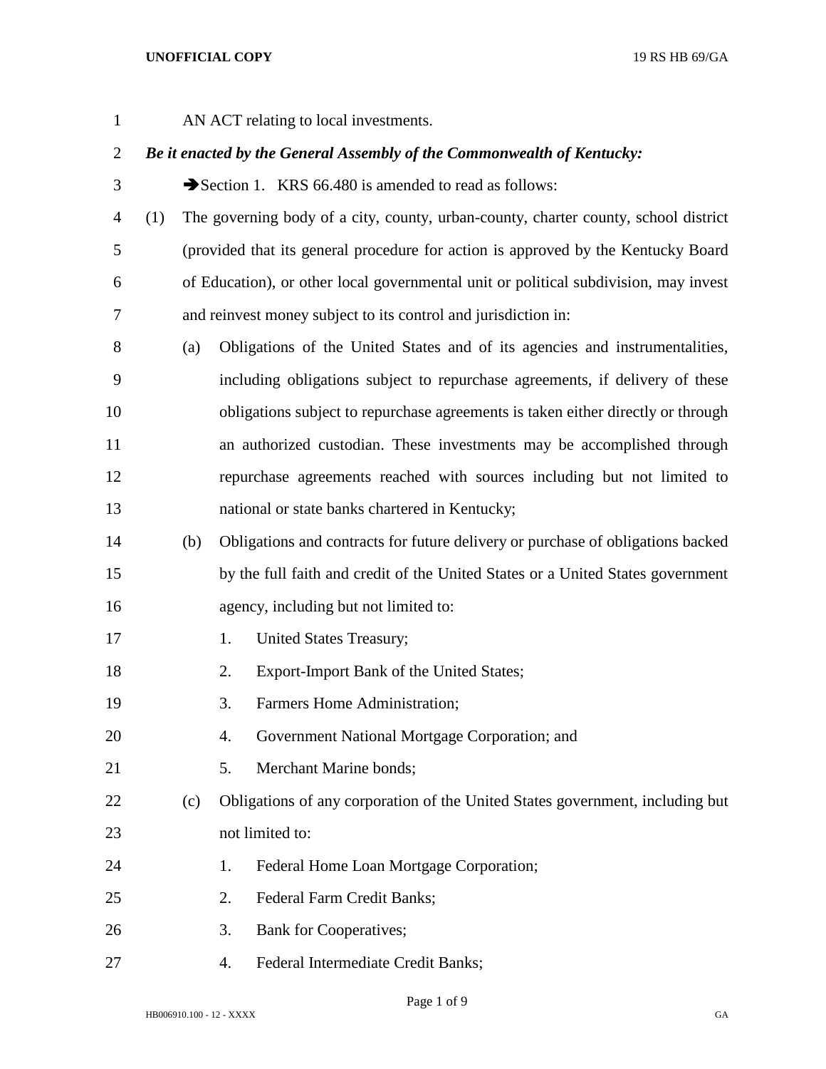AN ACT relating to local investments.

***Be it enacted by the General Assembly of the Commonwealth of Kentucky:***

➔Section 1. KRS 66.480 is amended to read as follows:

(1) The governing body of a city, county, urban-county, charter county, school district (provided that its general procedure for action is approved by the Kentucky Board of Education), or other local governmental unit or political subdivision, may invest and reinvest money subject to its control and jurisdiction in:

(a) Obligations of the United States and of its agencies and instrumentalities, including obligations subject to repurchase agreements, if delivery of these obligations subject to repurchase agreements is taken either directly or through an authorized custodian. These investments may be accomplished through repurchase agreements reached with sources including but not limited to national or state banks chartered in Kentucky;

(b) Obligations and contracts for future delivery or purchase of obligations backed by the full faith and credit of the United States or a United States government agency, including but not limited to:

1. United States Treasury;
2. Export-Import Bank of the United States;
3. Farmers Home Administration;
4. Government National Mortgage Corporation; and
5. Merchant Marine bonds;

(c) Obligations of any corporation of the United States government, including but not limited to:

1. Federal Home Loan Mortgage Corporation;
2. Federal Farm Credit Banks;
3. Bank for Cooperatives;
4. Federal Intermediate Credit Banks;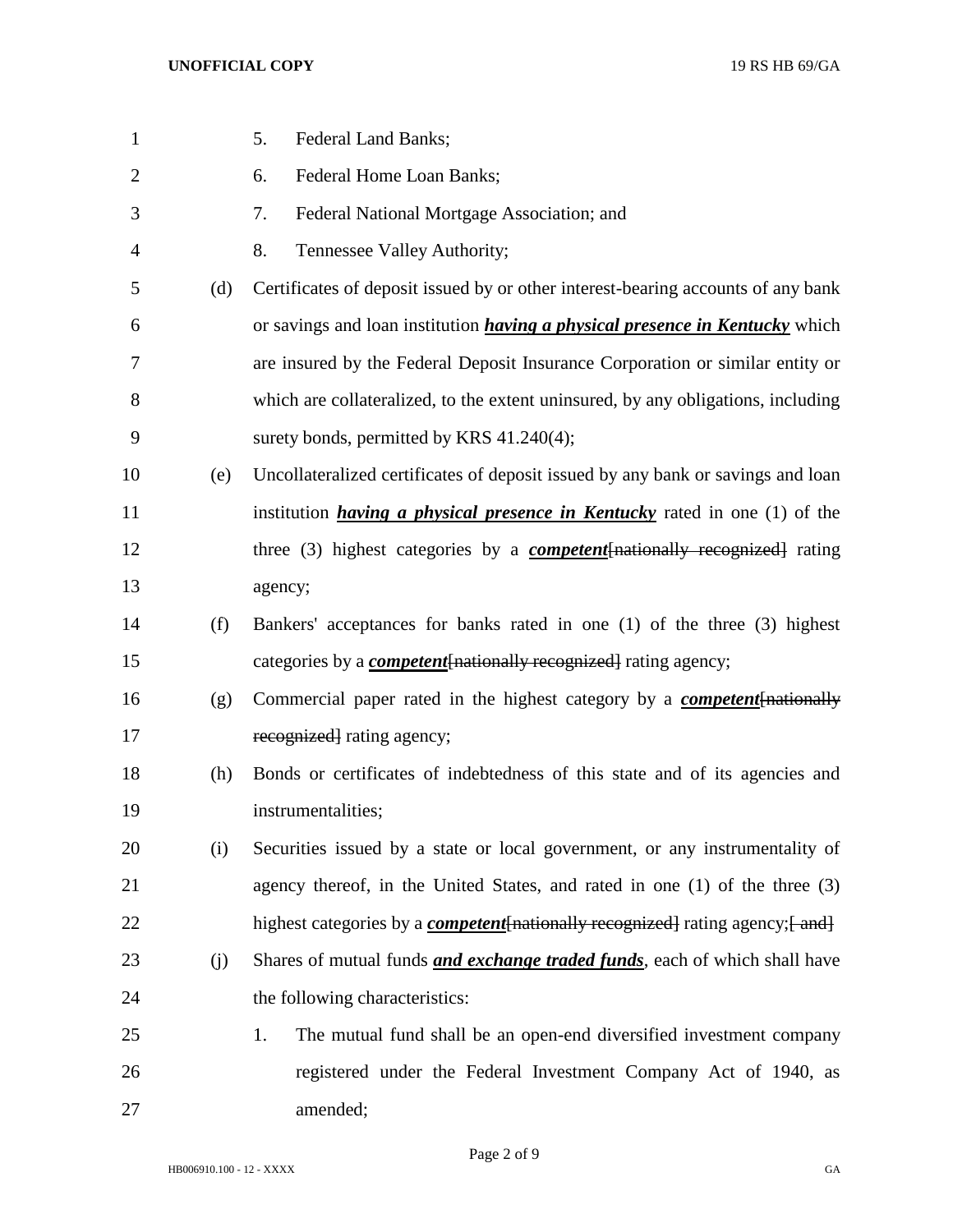5. Federal Land Banks;

6. Federal Home Loan Banks;

7. Federal National Mortgage Association; and

8. Tennessee Valley Authority;

(d) Certificates of deposit issued by or other interest-bearing accounts of any bank or savings and loan institution ***having a physical presence in Kentucky*** which are insured by the Federal Deposit Insurance Corporation or similar entity or which are collateralized, to the extent uninsured, by any obligations, including surety bonds, permitted by KRS 41.240(4);

(e) Uncollateralized certificates of deposit issued by any bank or savings and loan institution ***having a physical presence in Kentucky*** rated in one (1) of the three (3) highest categories by a ***competent***~~[nationally recognized]~~ rating agency;

(f) Bankers' acceptances for banks rated in one (1) of the three (3) highest categories by a ***competent***~~[nationally recognized]~~ rating agency;

(g) Commercial paper rated in the highest category by a ***competent***~~[nationally recognized]~~ rating agency;

(h) Bonds or certificates of indebtedness of this state and of its agencies and instrumentalities;

(i) Securities issued by a state or local government, or any instrumentality of agency thereof, in the United States, and rated in one (1) of the three (3) highest categories by a ***competent***~~[nationally recognized]~~ rating agency;~~[ and]~~

(j) Shares of mutual funds ***and exchange traded funds***, each of which shall have the following characteristics:

1. The mutual fund shall be an open-end diversified investment company registered under the Federal Investment Company Act of 1940, as amended;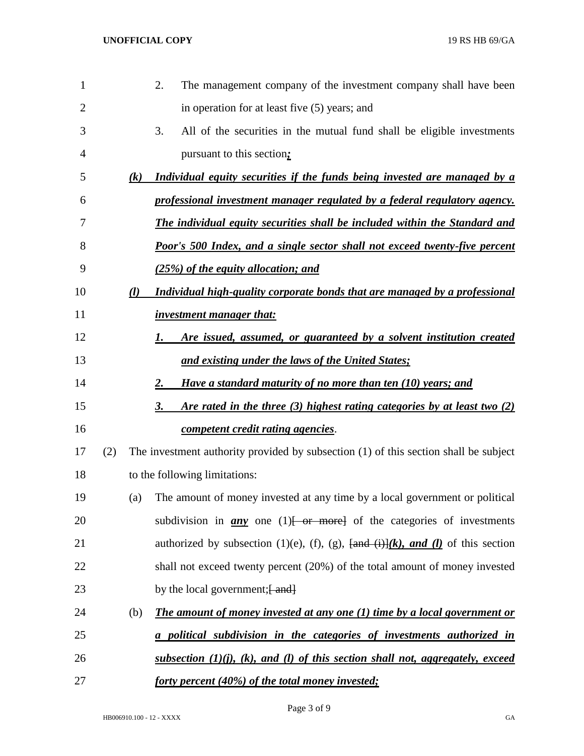2. The management company of the investment company shall have been in operation for at least five (5) years; and

3. All of the securities in the mutual fund shall be eligible investments pursuant to this section***;***

***(k) Individual equity securities if the funds being invested are managed by a professional investment manager regulated by a federal regulatory agency. The individual equity securities shall be included within the Standard and Poor's 500 Index, and a single sector shall not exceed twenty-five percent (25%) of the equity allocation; and***

***(l) Individual high-quality corporate bonds that are managed by a professional investment manager that:***

***1. Are issued, assumed, or guaranteed by a solvent institution created and existing under the laws of the United States;***

***2. Have a standard maturity of no more than ten (10) years; and***

***3. Are rated in the three (3) highest rating categories by at least two (2) competent credit rating agencies***.

(2) The investment authority provided by subsection (1) of this section shall be subject to the following limitations:

(a) The amount of money invested at any time by a local government or political subdivision in ***any*** one (1)~~[ or more]~~ of the categories of investments authorized by subsection (1)(e), (f), (g), ~~[and (i)]~~***(k), and (l)*** of this section shall not exceed twenty percent (20%) of the total amount of money invested by the local government;~~[ and]~~

(b) ***The amount of money invested at any one (1) time by a local government or a political subdivision in the categories of investments authorized in subsection (1)(j), (k), and (l) of this section shall not, aggregately, exceed forty percent (40%) of the total money invested;***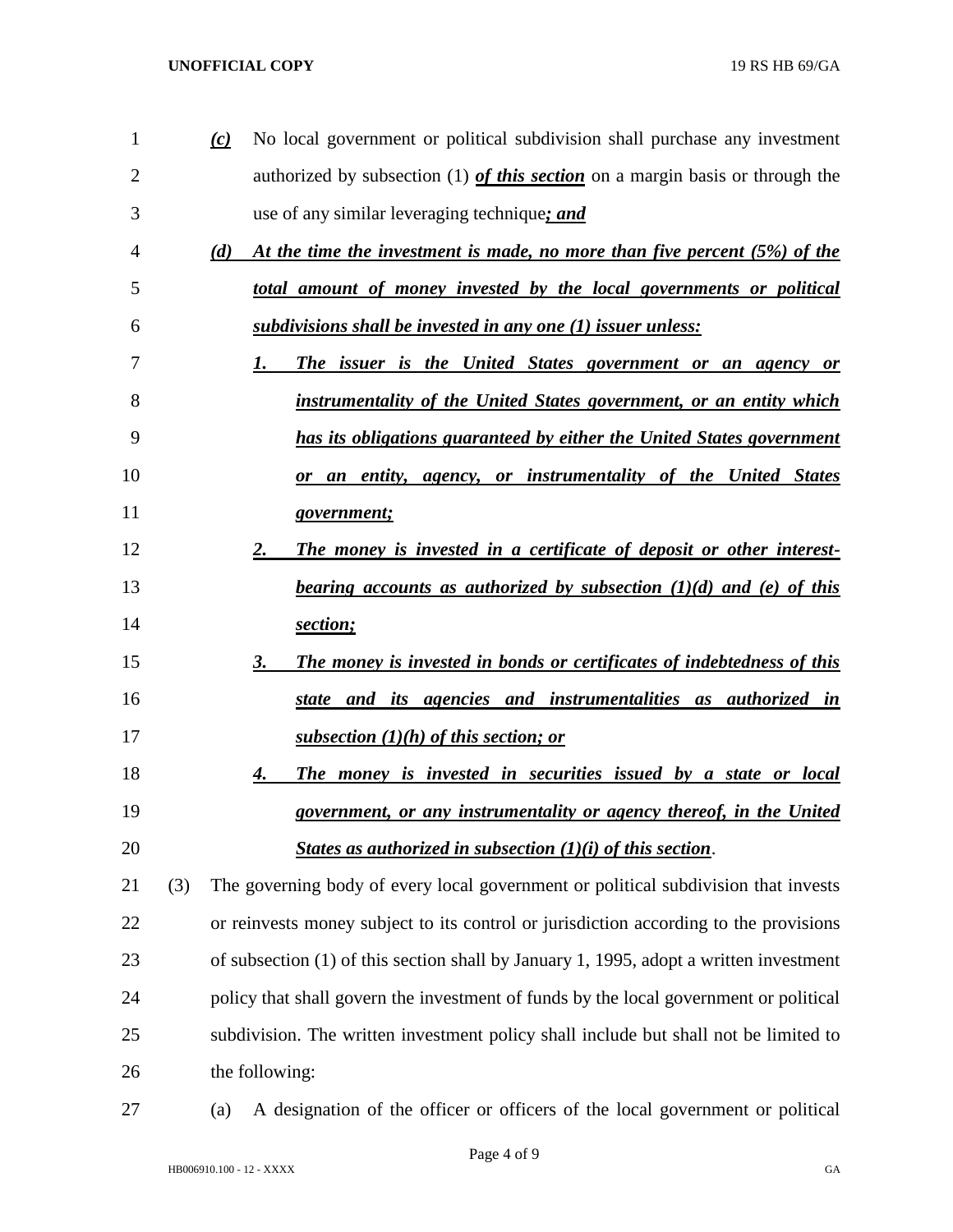*(c)* No local government or political subdivision shall purchase any investment authorized by subsection (1) ***of this section*** on a margin basis or through the use of any similar leveraging technique***; and***

***(d) At the time the investment is made, no more than five percent (5%) of the total amount of money invested by the local governments or political subdivisions shall be invested in any one (1) issuer unless:***

***1. The issuer is the United States government or an agency or instrumentality of the United States government, or an entity which has its obligations guaranteed by either the United States government or an entity, agency, or instrumentality of the United States government;***

***2. The money is invested in a certificate of deposit or other interest-bearing accounts as authorized by subsection (1)(d) and (e) of this section;***

***3. The money is invested in bonds or certificates of indebtedness of this state and its agencies and instrumentalities as authorized in subsection (1)(h) of this section; or***

***4. The money is invested in securities issued by a state or local government, or any instrumentality or agency thereof, in the United States as authorized in subsection (1)(i) of this section***.

(3) The governing body of every local government or political subdivision that invests or reinvests money subject to its control or jurisdiction according to the provisions of subsection (1) of this section shall by January 1, 1995, adopt a written investment policy that shall govern the investment of funds by the local government or political subdivision. The written investment policy shall include but shall not be limited to the following:

(a) A designation of the officer or officers of the local government or political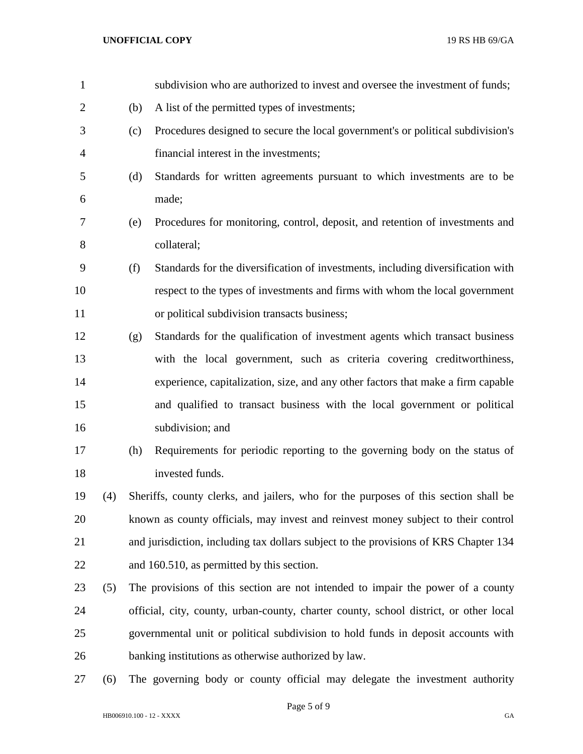subdivision who are authorized to invest and oversee the investment of funds;

(b) A list of the permitted types of investments;

(c) Procedures designed to secure the local government's or political subdivision's financial interest in the investments;

(d) Standards for written agreements pursuant to which investments are to be made;

(e) Procedures for monitoring, control, deposit, and retention of investments and collateral;

(f) Standards for the diversification of investments, including diversification with respect to the types of investments and firms with whom the local government or political subdivision transacts business;

(g) Standards for the qualification of investment agents which transact business with the local government, such as criteria covering creditworthiness, experience, capitalization, size, and any other factors that make a firm capable and qualified to transact business with the local government or political subdivision; and

(h) Requirements for periodic reporting to the governing body on the status of invested funds.

(4) Sheriffs, county clerks, and jailers, who for the purposes of this section shall be known as county officials, may invest and reinvest money subject to their control and jurisdiction, including tax dollars subject to the provisions of KRS Chapter 134 and 160.510, as permitted by this section.

(5) The provisions of this section are not intended to impair the power of a county official, city, county, urban-county, charter county, school district, or other local governmental unit or political subdivision to hold funds in deposit accounts with banking institutions as otherwise authorized by law.

(6) The governing body or county official may delegate the investment authority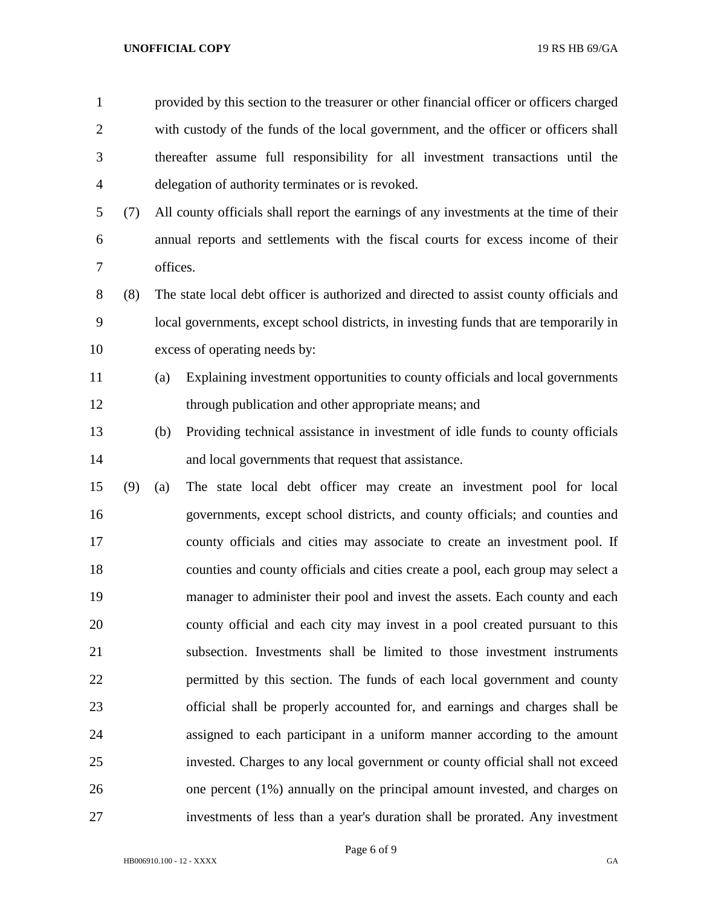provided by this section to the treasurer or other financial officer or officers charged with custody of the funds of the local government, and the officer or officers shall thereafter assume full responsibility for all investment transactions until the delegation of authority terminates or is revoked.

(7) All county officials shall report the earnings of any investments at the time of their annual reports and settlements with the fiscal courts for excess income of their offices.

(8) The state local debt officer is authorized and directed to assist county officials and local governments, except school districts, in investing funds that are temporarily in excess of operating needs by:

(a) Explaining investment opportunities to county officials and local governments through publication and other appropriate means; and

(b) Providing technical assistance in investment of idle funds to county officials and local governments that request that assistance.

(9) (a) The state local debt officer may create an investment pool for local governments, except school districts, and county officials; and counties and county officials and cities may associate to create an investment pool. If counties and county officials and cities create a pool, each group may select a manager to administer their pool and invest the assets. Each county and each county official and each city may invest in a pool created pursuant to this subsection. Investments shall be limited to those investment instruments permitted by this section. The funds of each local government and county official shall be properly accounted for, and earnings and charges shall be assigned to each participant in a uniform manner according to the amount invested. Charges to any local government or county official shall not exceed one percent (1%) annually on the principal amount invested, and charges on investments of less than a year's duration shall be prorated. Any investment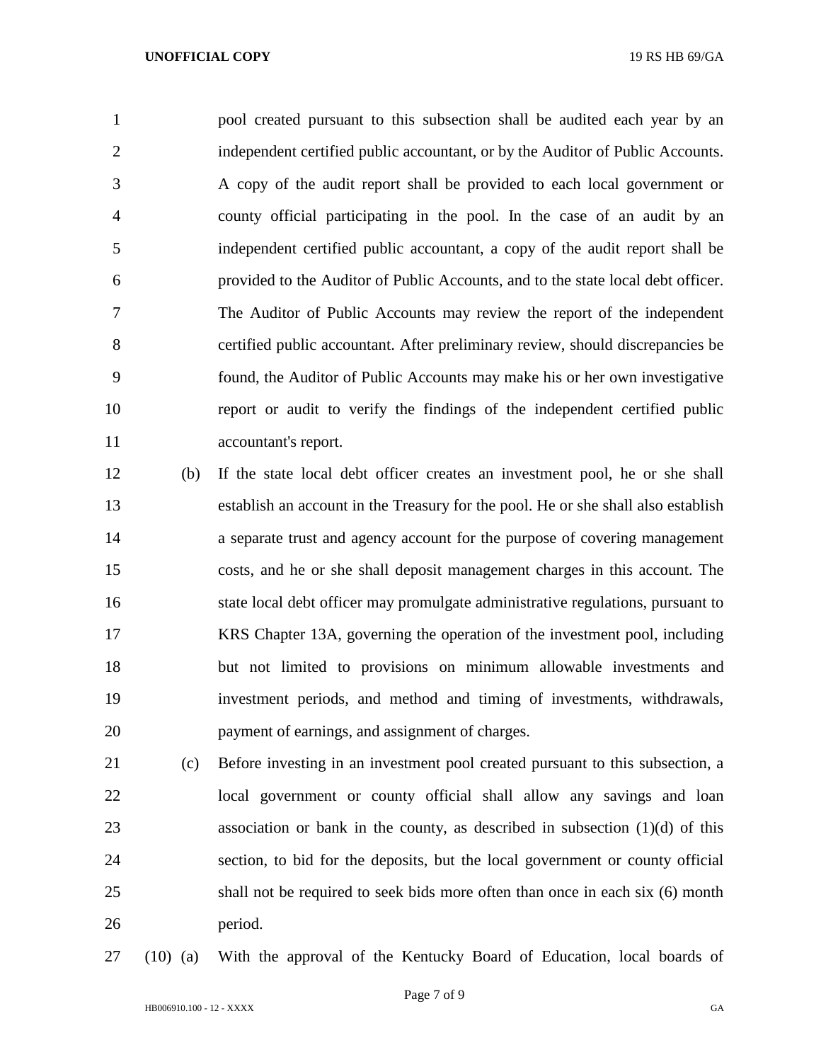pool created pursuant to this subsection shall be audited each year by an independent certified public accountant, or by the Auditor of Public Accounts. A copy of the audit report shall be provided to each local government or county official participating in the pool. In the case of an audit by an independent certified public accountant, a copy of the audit report shall be provided to the Auditor of Public Accounts, and to the state local debt officer. The Auditor of Public Accounts may review the report of the independent certified public accountant. After preliminary review, should discrepancies be found, the Auditor of Public Accounts may make his or her own investigative report or audit to verify the findings of the independent certified public accountant's report.

(b) If the state local debt officer creates an investment pool, he or she shall establish an account in the Treasury for the pool. He or she shall also establish a separate trust and agency account for the purpose of covering management costs, and he or she shall deposit management charges in this account. The state local debt officer may promulgate administrative regulations, pursuant to KRS Chapter 13A, governing the operation of the investment pool, including but not limited to provisions on minimum allowable investments and investment periods, and method and timing of investments, withdrawals, payment of earnings, and assignment of charges.

(c) Before investing in an investment pool created pursuant to this subsection, a local government or county official shall allow any savings and loan association or bank in the county, as described in subsection (1)(d) of this section, to bid for the deposits, but the local government or county official shall not be required to seek bids more often than once in each six (6) month period.

(10) (a) With the approval of the Kentucky Board of Education, local boards of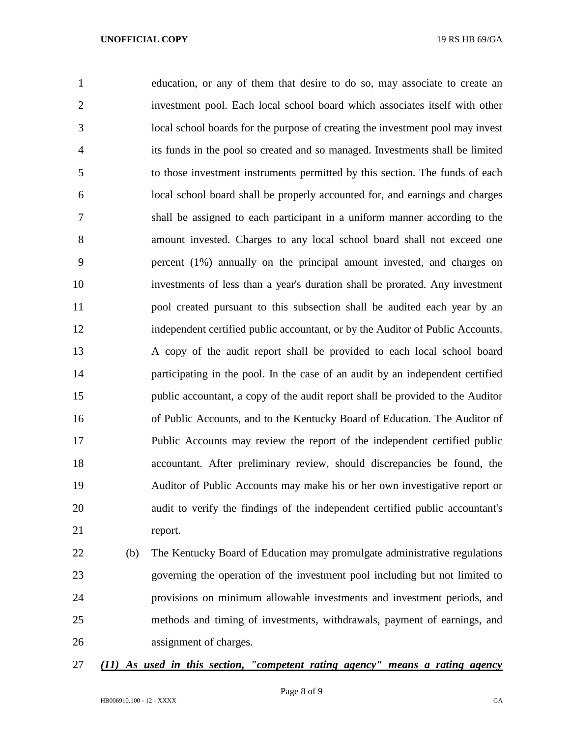education, or any of them that desire to do so, may associate to create an investment pool. Each local school board which associates itself with other local school boards for the purpose of creating the investment pool may invest its funds in the pool so created and so managed. Investments shall be limited to those investment instruments permitted by this section. The funds of each local school board shall be properly accounted for, and earnings and charges shall be assigned to each participant in a uniform manner according to the amount invested. Charges to any local school board shall not exceed one percent (1%) annually on the principal amount invested, and charges on investments of less than a year's duration shall be prorated. Any investment pool created pursuant to this subsection shall be audited each year by an independent certified public accountant, or by the Auditor of Public Accounts. A copy of the audit report shall be provided to each local school board participating in the pool. In the case of an audit by an independent certified public accountant, a copy of the audit report shall be provided to the Auditor of Public Accounts, and to the Kentucky Board of Education. The Auditor of Public Accounts may review the report of the independent certified public accountant. After preliminary review, should discrepancies be found, the Auditor of Public Accounts may make his or her own investigative report or audit to verify the findings of the independent certified public accountant's report.

(b) The Kentucky Board of Education may promulgate administrative regulations governing the operation of the investment pool including but not limited to provisions on minimum allowable investments and investment periods, and methods and timing of investments, withdrawals, payment of earnings, and assignment of charges.

***(11) As used in this section, "competent rating agency" means a rating agency***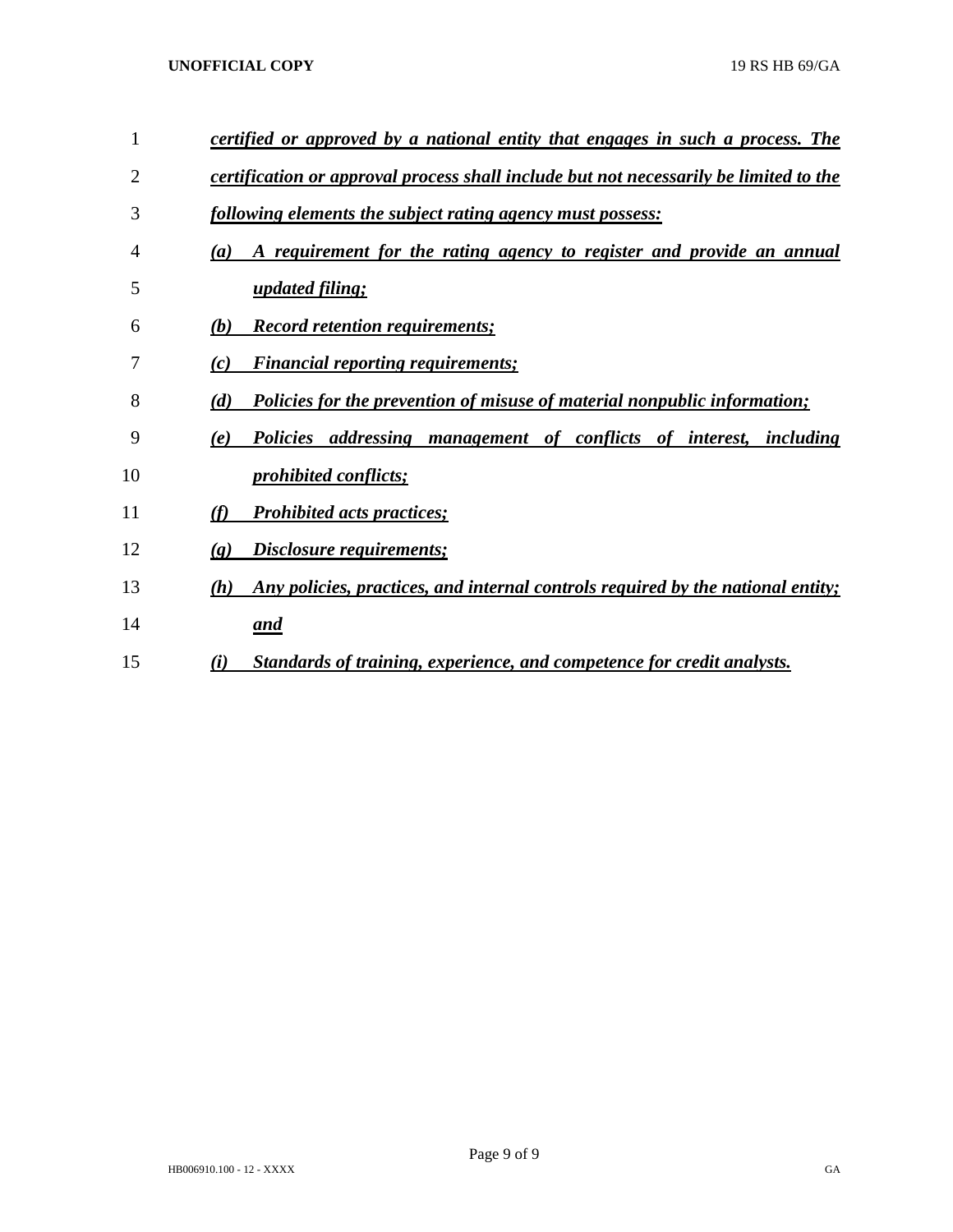*certified or approved by a national entity that engages in such a process. The certification or approval process shall include but not necessarily be limited to the following elements the subject rating agency must possess:*

- *(a) A requirement for the rating agency to register and provide an annual updated filing;*
- *(b) Record retention requirements;*
- *(c) Financial reporting requirements;*
- *(d) Policies for the prevention of misuse of material nonpublic information;*
- *(e) Policies addressing management of conflicts of interest, including prohibited conflicts;*
- *(f) Prohibited acts practices;*
- *(g) Disclosure requirements;*
- *(h) Any policies, practices, and internal controls required by the national entity; and*
- *(i) Standards of training, experience, and competence for credit analysts.*